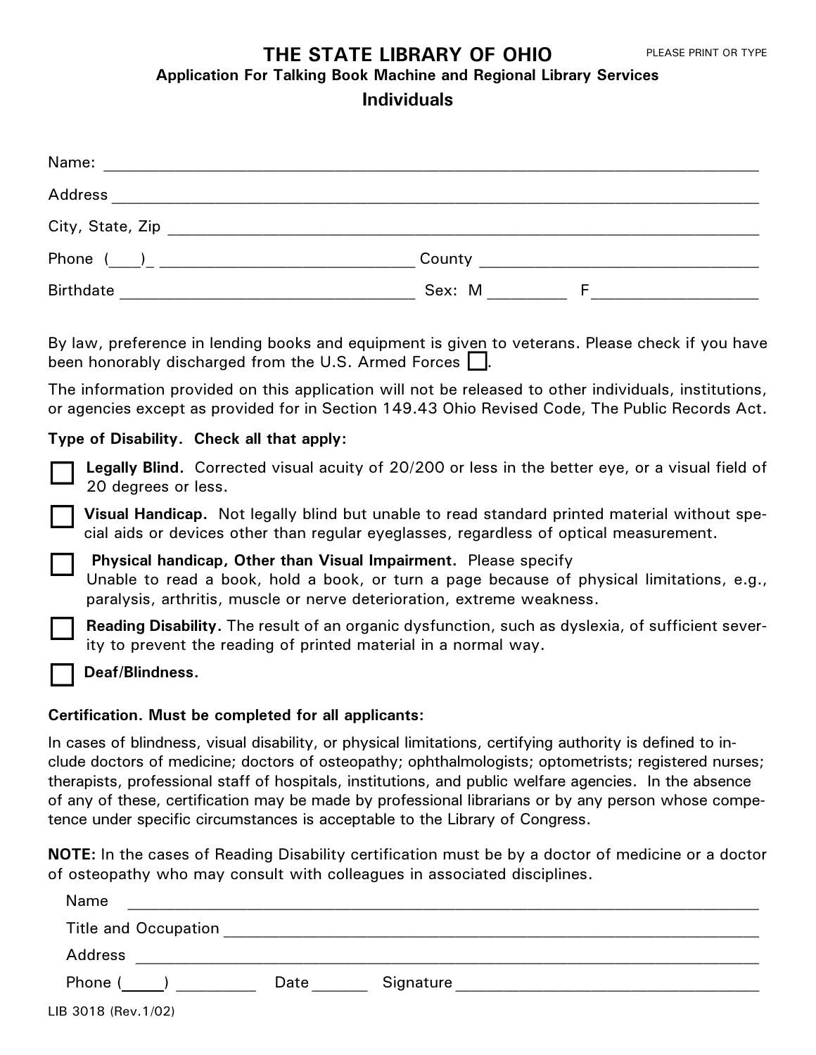# THE STATE LIBRARY OF OHIO

PLEASE PRINT OR TYPE

## Application For Talking Book Machine and Regional Library Services

## Individuals

Name: ______________________________________________________________________

Address ______________________________________________________________________

City, State, Zip ______________________________________________________________

Phone (___)_ ____________________________ County ______________________________

Birthdate ________________________________ Sex: M ________ F__________________

By law, preference in lending books and equipment is given to veterans. Please check if you have been honorably discharged from the U.S. Armed Forces ☐.

The information provided on this application will not be released to other individuals, institutions, or agencies except as provided for in Section 149.43 Ohio Revised Code, The Public Records Act.

**Type of Disability. Check all that apply:**

☐ **Legally Blind.** Corrected visual acuity of 20/200 or less in the better eye, or a visual field of 20 degrees or less.

☐ **Visual Handicap.** Not legally blind but unable to read standard printed material without special aids or devices other than regular eyeglasses, regardless of optical measurement.

☐ **Physical handicap, Other than Visual Impairment.** Please specify
Unable to read a book, hold a book, or turn a page because of physical limitations, e.g., paralysis, arthritis, muscle or nerve deterioration, extreme weakness.

☐ **Reading Disability.** The result of an organic dysfunction, such as dyslexia, of sufficient severity to prevent the reading of printed material in a normal way.

☐ **Deaf/Blindness.**

**Certification. Must be completed for all applicants:**

In cases of blindness, visual disability, or physical limitations, certifying authority is defined to include doctors of medicine; doctors of osteopathy; ophthalmologists; optometrists; registered nurses; therapists, professional staff of hospitals, institutions, and public welfare agencies. In the absence of any of these, certification may be made by professional librarians or by any person whose competence under specific circumstances is acceptable to the Library of Congress.

**NOTE:** In the cases of Reading Disability certification must be by a doctor of medicine or a doctor of osteopathy who may consult with colleagues in associated disciplines.

Name ______________________________________________________________________

Title and Occupation ________________________________________________________

Address ____________________________________________________________________

Phone (_____) _________ Date _______ Signature __________________________________

LIB 3018 (Rev.1/02)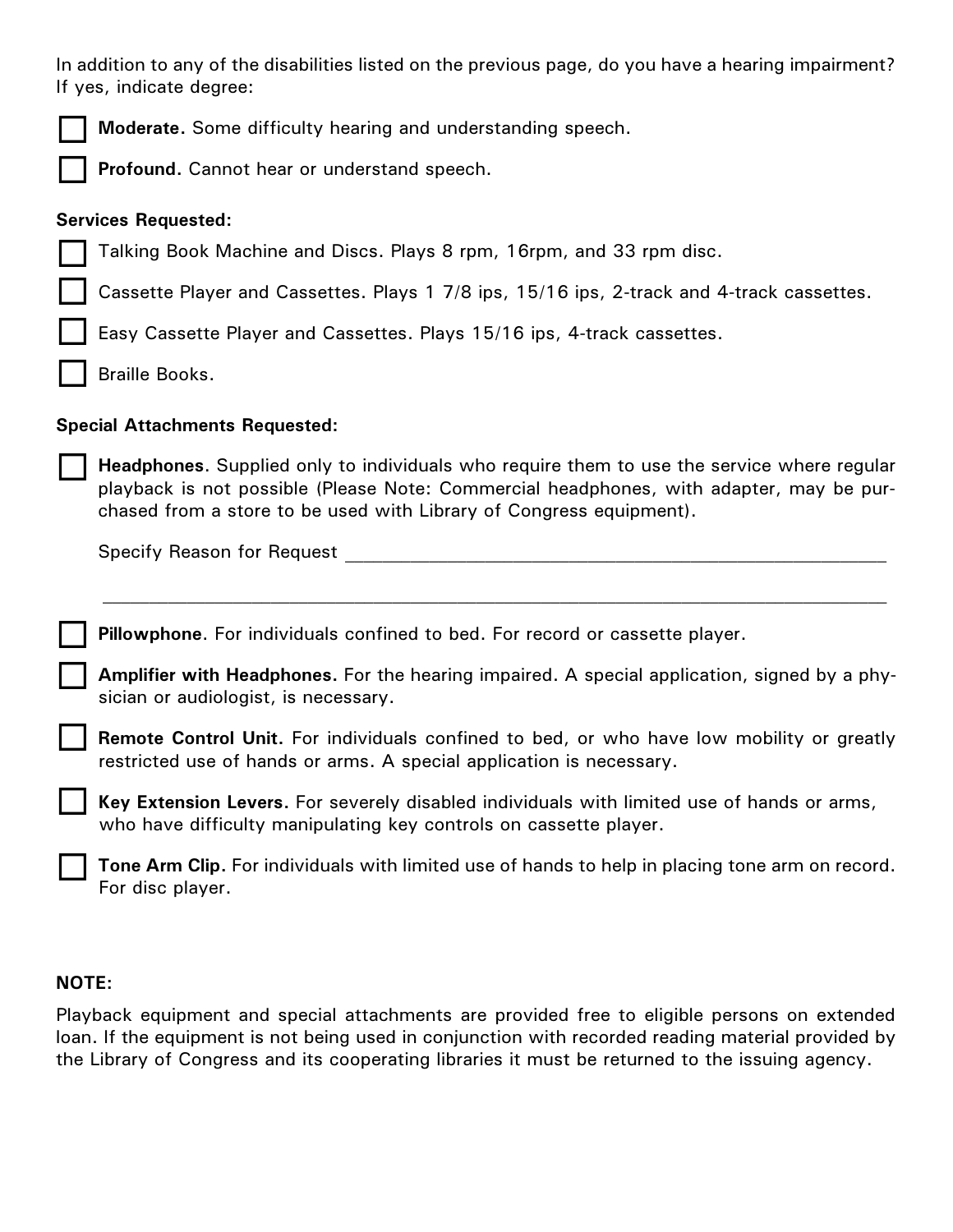In addition to any of the disabilities listed on the previous page, do you have a hearing impairment? If yes, indicate degree:

- [ ] **Moderate.** Some difficulty hearing and understanding speech.
- [ ] **Profound.** Cannot hear or understand speech.

**Services Requested:**

- [ ] Talking Book Machine and Discs. Plays 8 rpm, 16rpm, and 33 rpm disc.
- [ ] Cassette Player and Cassettes. Plays 1 7/8 ips, 15/16 ips, 2-track and 4-track cassettes.
- [ ] Easy Cassette Player and Cassettes. Plays 15/16 ips, 4-track cassettes.
- [ ] Braille Books.

**Special Attachments Requested:**

- [ ] **Headphones**. Supplied only to individuals who require them to use the service where regular playback is not possible (Please Note: Commercial headphones, with adapter, may be purchased from a store to be used with Library of Congress equipment).

  Specify Reason for Request ______________________________________________________

  ______________________________________________________________________________

- [ ] **Pillowphone**. For individuals confined to bed. For record or cassette player.
- [ ] **Amplifier with Headphones.** For the hearing impaired. A special application, signed by a physician or audiologist, is necessary.
- [ ] **Remote Control Unit.** For individuals confined to bed, or who have low mobility or greatly restricted use of hands or arms. A special application is necessary.
- [ ] **Key Extension Levers.** For severely disabled individuals with limited use of hands or arms, who have difficulty manipulating key controls on cassette player.
- [ ] **Tone Arm Clip.** For individuals with limited use of hands to help in placing tone arm on record. For disc player.

**NOTE:**

Playback equipment and special attachments are provided free to eligible persons on extended loan. If the equipment is not being used in conjunction with recorded reading material provided by the Library of Congress and its cooperating libraries it must be returned to the issuing agency.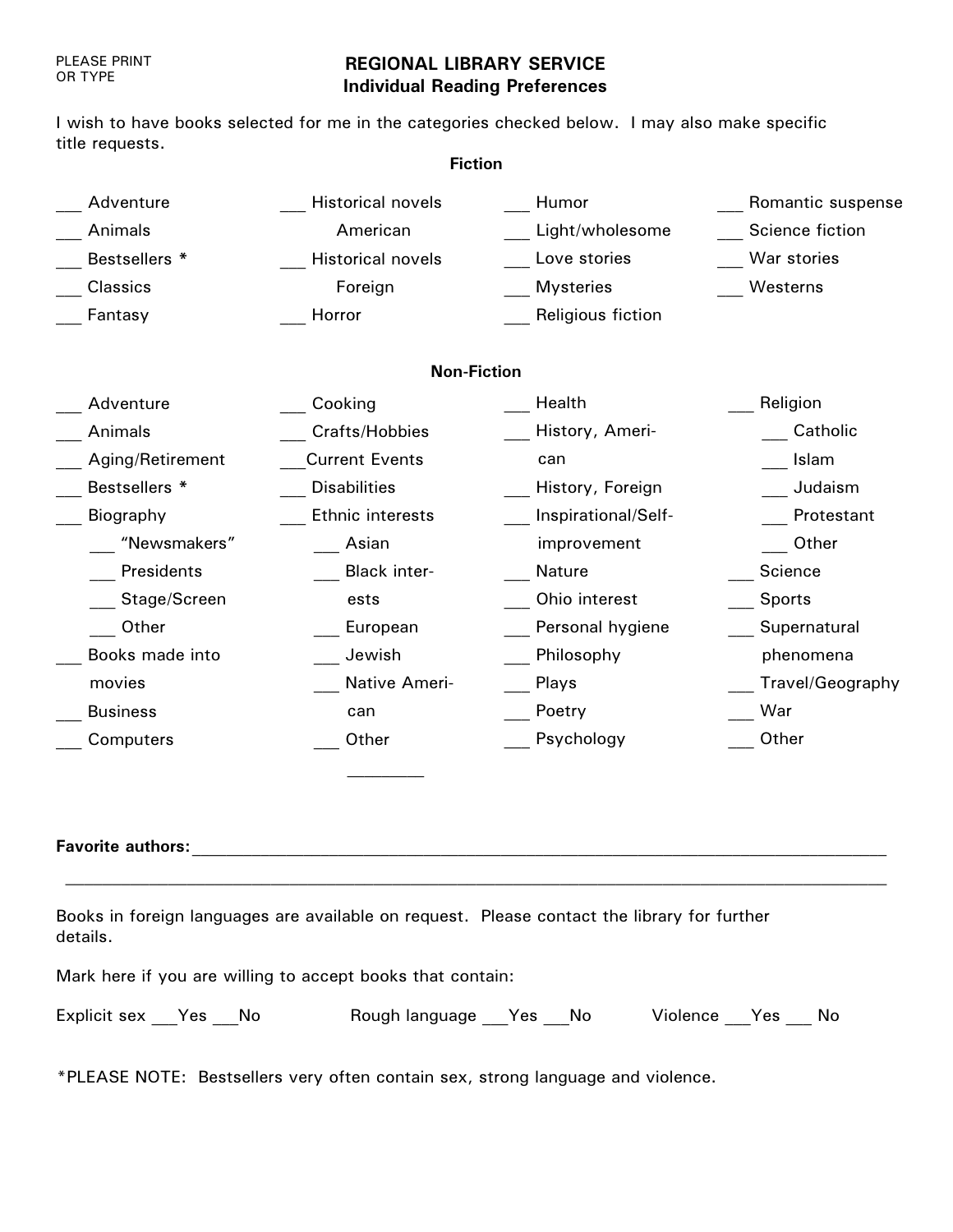PLEASE PRINT
OR TYPE

# REGIONAL LIBRARY SERVICE
## Individual Reading Preferences

I wish to have books selected for me in the categories checked below. I may also make specific title requests.

### Fiction

___ Adventure
___ Animals
___ Bestsellers *
___ Classics
___ Fantasy
___ Historical novels American
___ Historical novels Foreign
___ Horror
___ Humor
___ Light/wholesome
___ Love stories
___ Mysteries
___ Religious fiction
___ Romantic suspense
___ Science fiction
___ War stories
___ Westerns

### Non-Fiction

___ Adventure
___ Animals
___ Aging/Retirement
___ Bestsellers *
___ Biography
  ___ "Newsmakers"
  ___ Presidents
  ___ Stage/Screen
  ___ Other
___ Books made into movies
___ Business
___ Computers
___ Cooking
___ Crafts/Hobbies
___ Current Events
___ Disabilities
___ Ethnic interests
  ___ Asian
  ___ Black interests
  ___ European
  ___ Jewish
  ___ Native American
  ___ Other ________
___ Health
___ History, American
___ History, Foreign
___ Inspirational/Self-improvement
___ Nature
___ Ohio interest
___ Personal hygiene
___ Philosophy
___ Plays
___ Poetry
___ Psychology
___ Religion
  ___ Catholic
  ___ Islam
  ___ Judaism
  ___ Protestant
  ___ Other
___ Science
___ Sports
___ Supernatural phenomena
___ Travel/Geography
___ War
___ Other

**Favorite authors:** ______________________________________________________________

________________________________________________________________________________

Books in foreign languages are available on request. Please contact the library for further details.

Mark here if you are willing to accept books that contain:

Explicit sex ___Yes ___No    Rough language ___Yes ___No    Violence ___Yes ___ No

*PLEASE NOTE: Bestsellers very often contain sex, strong language and violence.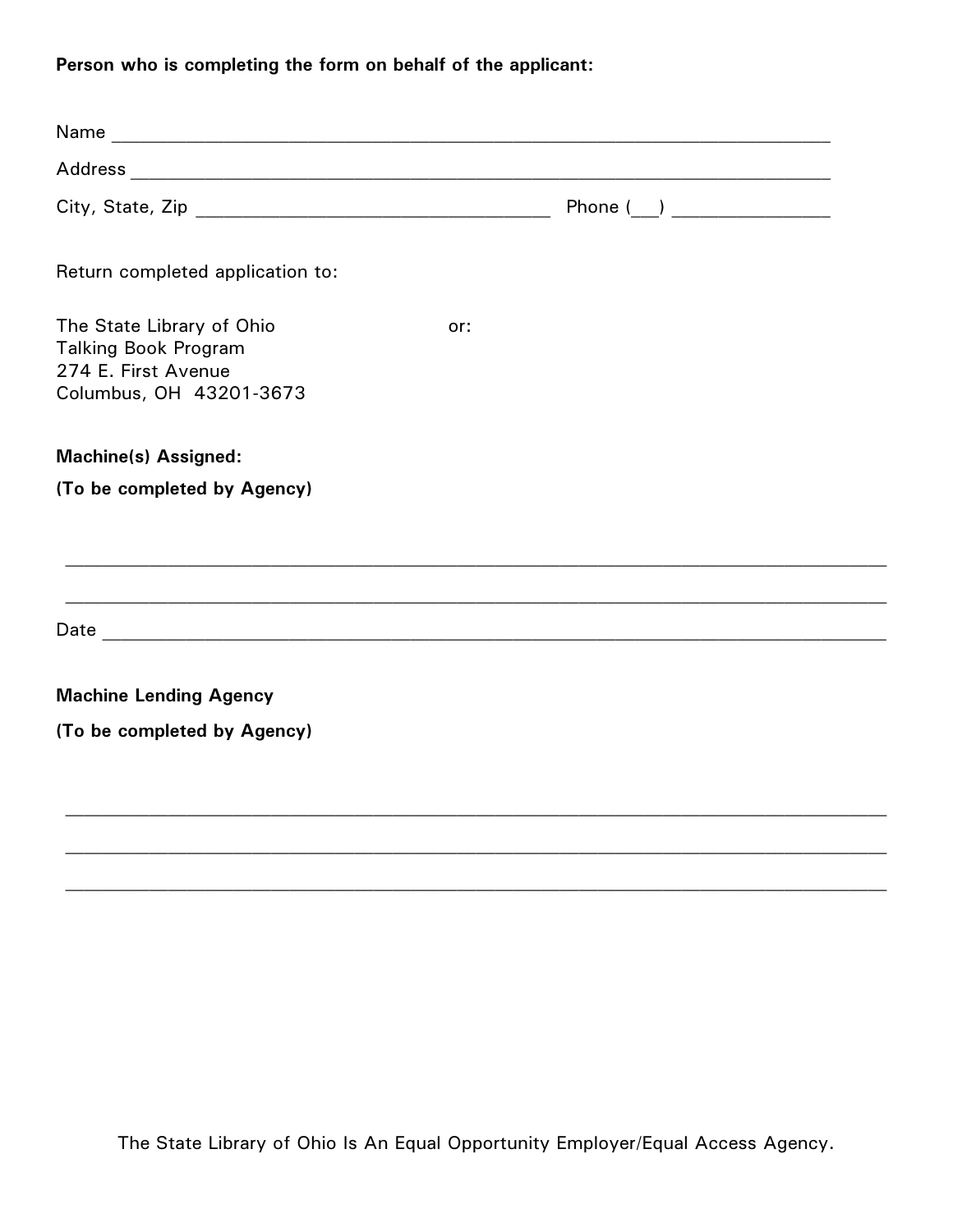**Person who is completing the form on behalf of the applicant:**

Name ___________________________________________________________________

Address _________________________________________________________________

City, State, Zip _______________________________ Phone (___) ______________

Return completed application to:

The State Library of Ohio
Talking Book Program
274 E. First Avenue
Columbus, OH 43201-3673

or:

**Machine(s) Assigned:**

**(To be completed by Agency)**

_________________________________________________________________________

_________________________________________________________________________

Date ____________________________________________________________________

**Machine Lending Agency**

**(To be completed by Agency)**

_________________________________________________________________________

_________________________________________________________________________

_________________________________________________________________________

The State Library of Ohio Is An Equal Opportunity Employer/Equal Access Agency.